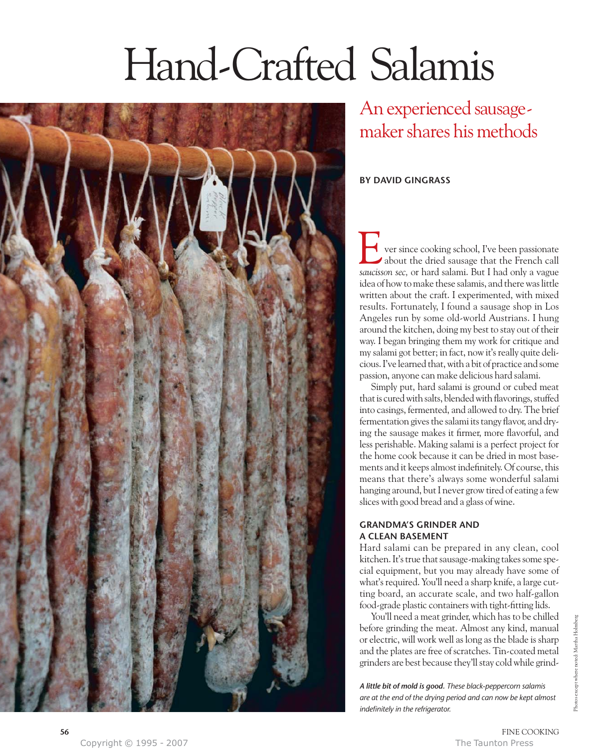# Hand-Crafted Salamis

## An experienced sausage-maker shares his methods

**BY DAVID GINGRASS**

Ever since cooking school, I've been passionate about the dried sausage that the French call *saucisson sec,* or hard salami. But I had only a vague idea of how to make these salamis, and there was little written about the craft. I experimented, with mixed results. Fortunately, I found a sausage shop in Los Angeles run by some old-world Austrians. I hung around the kitchen, doing my best to stay out of their way. I began bringing them my work for critique and my salami got better; in fact, now it's really quite delicious. I've learned that, with a bit of practice and some passion, anyone can make delicious hard salami.

Simply put, hard salami is ground or cubed meat that is cured with salts, blended with flavorings, stuffed into casings, fermented, and allowed to dry. The brief fermentation gives the salami its tangy flavor, and drying the sausage makes it firmer, more flavorful, and less perishable. Making salami is a perfect project for the home cook because it can be dried in most basements and it keeps almost indefinitely. Of course, this means that there's always some wonderful salami hanging around, but I never grow tired of eating a few slices with good bread and a glass of wine.

### GRANDMA'S GRINDER AND A CLEAN BASEMENT

Hard salami can be prepared in any clean, cool kitchen. It's true that sausage-making takes some special equipment, but you may already have some of what's required. You'll need a sharp knife, a large cutting board, an accurate scale, and two half-gallon food-grade plastic containers with tight-fitting lids.

You'll need a meat grinder, which has to be chilled before grinding the meat. Almost any kind, manual or electric, will work well as long as the blade is sharp and the plates are free of scratches. Tin-coated metal grinders are best because they'll stay cold while grind-

***A little bit of mold is good.*** *These black-peppercorn salamis are at the end of the drying period and can now be kept almost indefinitely in the refrigerator.*

Photos except where noted: Martha Holmberg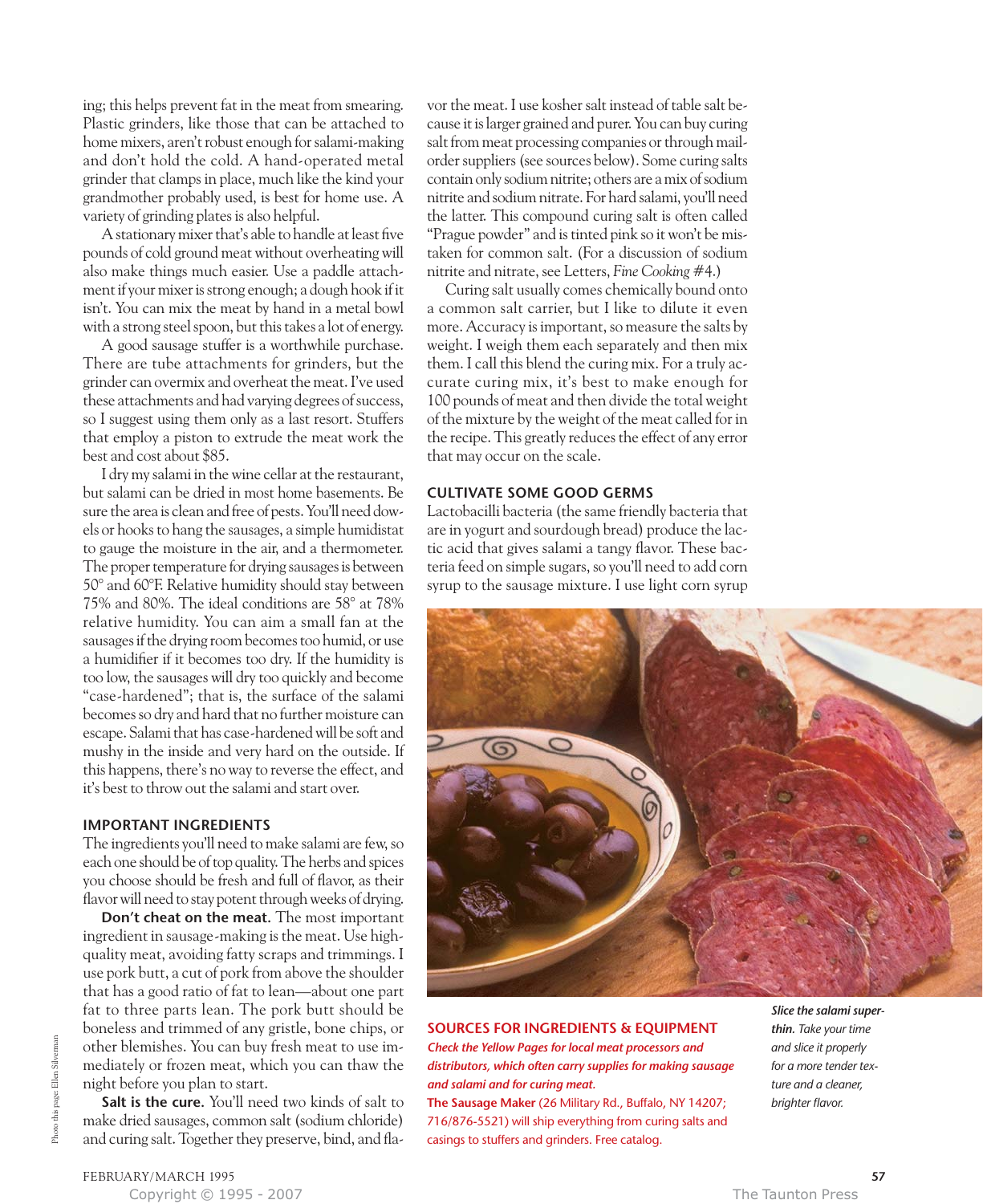ing; this helps prevent fat in the meat from smearing. Plastic grinders, like those that can be attached to home mixers, aren't robust enough for salami-making and don't hold the cold. A hand-operated metal grinder that clamps in place, much like the kind your grandmother probably used, is best for home use. A variety of grinding plates is also helpful.

A stationary mixer that's able to handle at least five pounds of cold ground meat without overheating will also make things much easier. Use a paddle attachment if your mixer is strong enough; a dough hook if it isn't. You can mix the meat by hand in a metal bowl with a strong steel spoon, but this takes a lot of energy.

A good sausage stuffer is a worthwhile purchase. There are tube attachments for grinders, but the grinder can overmix and overheat the meat. I've used these attachments and had varying degrees of success, so I suggest using them only as a last resort. Stuffers that employ a piston to extrude the meat work the best and cost about $85.

I dry my salami in the wine cellar at the restaurant, but salami can be dried in most home basements. Be sure the area is clean and free of pests. You'll need dowels or hooks to hang the sausages, a simple humidistat to gauge the moisture in the air, and a thermometer. The proper temperature for drying sausages is between 50° and 60°F. Relative humidity should stay between 75% and 80%. The ideal conditions are 58° at 78% relative humidity. You can aim a small fan at the sausages if the drying room becomes too humid, or use a humidifier if it becomes too dry. If the humidity is too low, the sausages will dry too quickly and become "case-hardened"; that is, the surface of the salami becomes so dry and hard that no further moisture can escape. Salami that has case-hardened will be soft and mushy in the inside and very hard on the outside. If this happens, there's no way to reverse the effect, and it's best to throw out the salami and start over.

## IMPORTANT INGREDIENTS

The ingredients you'll need to make salami are few, so each one should be of top quality. The herbs and spices you choose should be fresh and full of flavor, as their flavor will need to stay potent through weeks of drying.

**Don't cheat on the meat.** The most important ingredient in sausage-making is the meat. Use high-quality meat, avoiding fatty scraps and trimmings. I use pork butt, a cut of pork from above the shoulder that has a good ratio of fat to lean—about one part fat to three parts lean. The pork butt should be boneless and trimmed of any gristle, bone chips, or other blemishes. You can buy fresh meat to use immediately or frozen meat, which you can thaw the night before you plan to start.

**Salt is the cure.** You'll need two kinds of salt to make dried sausages, common salt (sodium chloride) and curing salt. Together they preserve, bind, and flavor the meat. I use kosher salt instead of table salt because it is larger grained and purer. You can buy curing salt from meat processing companies or through mail-order suppliers (see sources below). Some curing salts contain only sodium nitrite; others are a mix of sodium nitrite and sodium nitrate. For hard salami, you'll need the latter. This compound curing salt is often called "Prague powder" and is tinted pink so it won't be mistaken for common salt. (For a discussion of sodium nitrite and nitrate, see Letters, *Fine Cooking* #4.)

Curing salt usually comes chemically bound onto a common salt carrier, but I like to dilute it even more. Accuracy is important, so measure the salts by weight. I weigh them each separately and then mix them. I call this blend the curing mix. For a truly accurate curing mix, it's best to make enough for 100 pounds of meat and then divide the total weight of the mixture by the weight of the meat called for in the recipe. This greatly reduces the effect of any error that may occur on the scale.

## CULTIVATE SOME GOOD GERMS

Lactobacilli bacteria (the same friendly bacteria that are in yogurt and sourdough bread) produce the lactic acid that gives salami a tangy flavor. These bacteria feed on simple sugars, so you'll need to add corn syrup to the sausage mixture. I use light corn syrup

***Slice the salami superthin.** Take your time and slice it properly for a more tender texture and a cleaner, brighter flavor.*

### SOURCES FOR INGREDIENTS & EQUIPMENT

*Check the Yellow Pages for local meat processors and distributors, which often carry supplies for making sausage and salami and for curing meat.*

**The Sausage Maker** (26 Military Rd., Buffalo, NY 14207; 716/876-5521) will ship everything from curing salts and casings to stuffers and grinders. Free catalog.

Photo this page: Ellen Silverman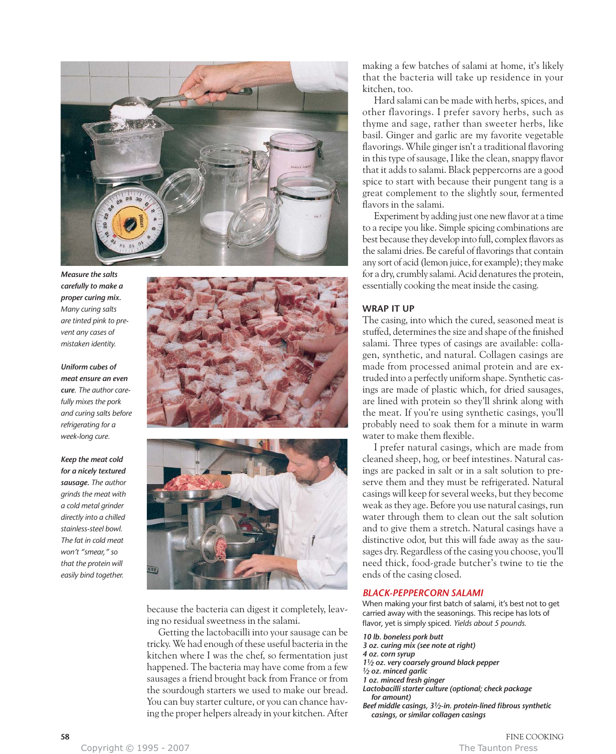***Measure the salts carefully to make a proper curing mix.*** *Many curing salts are tinted pink to prevent any cases of mistaken identity.*

***Uniform cubes of meat ensure an even cure.*** *The author carefully mixes the pork and curing salts before refrigerating for a week-long cure.*

***Keep the meat cold for a nicely textured sausage.*** *The author grinds the meat with a cold metal grinder directly into a chilled stainless-steel bowl. The fat in cold meat won't "smear," so that the protein will easily bind together.*

because the bacteria can digest it completely, leaving no residual sweetness in the salami.

Getting the lactobacilli into your sausage can be tricky. We had enough of these useful bacteria in the kitchen where I was the chef, so fermentation just happened. The bacteria may have come from a few sausages a friend brought back from France or from the sourdough starters we used to make our bread. You can buy starter culture, or you can chance having the proper helpers already in your kitchen. After making a few batches of salami at home, it's likely that the bacteria will take up residence in your kitchen, too.

Hard salami can be made with herbs, spices, and other flavorings. I prefer savory herbs, such as thyme and sage, rather than sweeter herbs, like basil. Ginger and garlic are my favorite vegetable flavorings. While ginger isn't a traditional flavoring in this type of sausage, I like the clean, snappy flavor that it adds to salami. Black peppercorns are a good spice to start with because their pungent tang is a great complement to the slightly sour, fermented flavors in the salami.

Experiment by adding just one new flavor at a time to a recipe you like. Simple spicing combinations are best because they develop into full, complex flavors as the salami dries. Be careful of flavorings that contain any sort of acid (lemon juice, for example); they make for a dry, crumbly salami. Acid denatures the protein, essentially cooking the meat inside the casing.

## WRAP IT UP

The casing, into which the cured, seasoned meat is stuffed, determines the size and shape of the finished salami. Three types of casings are available: collagen, synthetic, and natural. Collagen casings are made from processed animal protein and are extruded into a perfectly uniform shape. Synthetic casings are made of plastic which, for dried sausages, are lined with protein so they'll shrink along with the meat. If you're using synthetic casings, you'll probably need to soak them for a minute in warm water to make them flexible.

I prefer natural casings, which are made from cleaned sheep, hog, or beef intestines. Natural casings are packed in salt or in a salt solution to preserve them and they must be refrigerated. Natural casings will keep for several weeks, but they become weak as they age. Before you use natural casings, run water through them to clean out the salt solution and to give them a stretch. Natural casings have a distinctive odor, but this will fade away as the sausages dry. Regardless of the casing you choose, you'll need thick, food-grade butcher's twine to tie the ends of the casing closed.

## BLACK-PEPPERCORN SALAMI

When making your first batch of salami, it's best not to get carried away with the seasonings. This recipe has lots of flavor, yet is simply spiced. *Yields about 5 pounds.*

***10 lb. boneless pork butt***
***3 oz. curing mix (see note at right)***
***4 oz. corn syrup***
***1½ oz. very coarsely ground black pepper***
***½ oz. minced garlic***
***1 oz. minced fresh ginger***
***Lactobacilli starter culture (optional; check package for amount)***
***Beef middle casings, 3½-in. protein-lined fibrous synthetic casings, or similar collagen casings***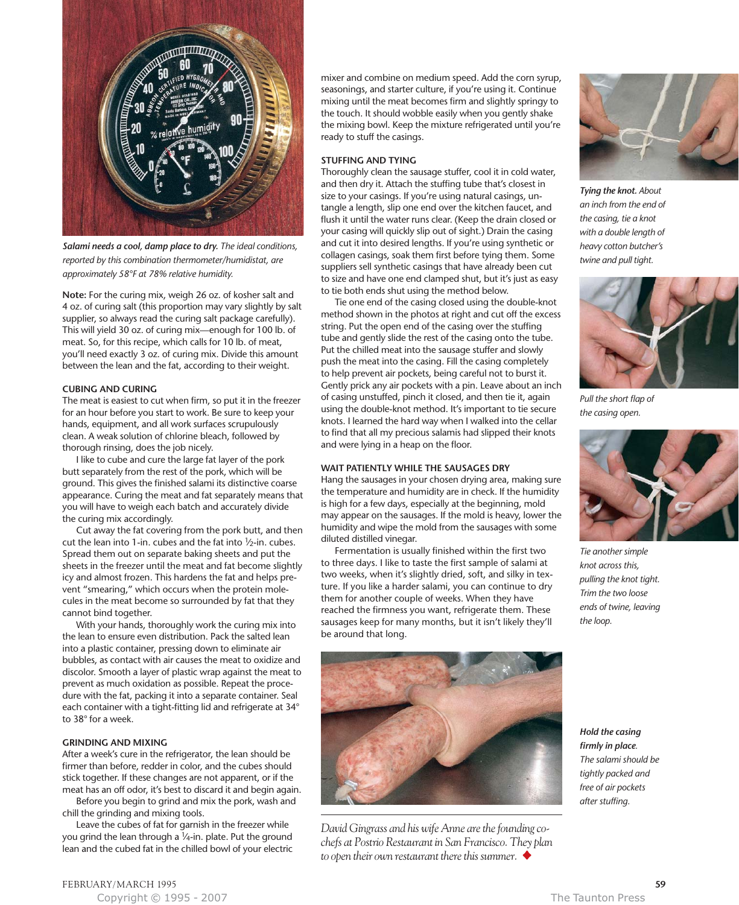***Salami needs a cool, damp place to dry.*** *The ideal conditions, reported by this combination thermometer/humidistat, are approximately 58°F at 78% relative humidity.*

**Note:** For the curing mix, weigh 26 oz. of kosher salt and 4 oz. of curing salt (this proportion may vary slightly by salt supplier, so always read the curing salt package carefully). This will yield 30 oz. of curing mix—enough for 100 lb. of meat. So, for this recipe, which calls for 10 lb. of meat, you'll need exactly 3 oz. of curing mix. Divide this amount between the lean and the fat, according to their weight.

### CUBING AND CURING

The meat is easiest to cut when firm, so put it in the freezer for an hour before you start to work. Be sure to keep your hands, equipment, and all work surfaces scrupulously clean. A weak solution of chlorine bleach, followed by thorough rinsing, does the job nicely.

I like to cube and cure the large fat layer of the pork butt separately from the rest of the pork, which will be ground. This gives the finished salami its distinctive coarse appearance. Curing the meat and fat separately means that you will have to weigh each batch and accurately divide the curing mix accordingly.

Cut away the fat covering from the pork butt, and then cut the lean into 1-in. cubes and the fat into ½-in. cubes. Spread them out on separate baking sheets and put the sheets in the freezer until the meat and fat become slightly icy and almost frozen. This hardens the fat and helps prevent "smearing," which occurs when the protein molecules in the meat become so surrounded by fat that they cannot bind together.

With your hands, thoroughly work the curing mix into the lean to ensure even distribution. Pack the salted lean into a plastic container, pressing down to eliminate air bubbles, as contact with air causes the meat to oxidize and discolor. Smooth a layer of plastic wrap against the meat to prevent as much oxidation as possible. Repeat the procedure with the fat, packing it into a separate container. Seal each container with a tight-fitting lid and refrigerate at 34° to 38° for a week.

### GRINDING AND MIXING

After a week's cure in the refrigerator, the lean should be firmer than before, redder in color, and the cubes should stick together. If these changes are not apparent, or if the meat has an off odor, it's best to discard it and begin again.

Before you begin to grind and mix the pork, wash and chill the grinding and mixing tools.

Leave the cubes of fat for garnish in the freezer while you grind the lean through a ¼-in. plate. Put the ground lean and the cubed fat in the chilled bowl of your electric mixer and combine on medium speed. Add the corn syrup, seasonings, and starter culture, if you're using it. Continue mixing until the meat becomes firm and slightly springy to the touch. It should wobble easily when you gently shake the mixing bowl. Keep the mixture refrigerated until you're ready to stuff the casings.

### STUFFING AND TYING

Thoroughly clean the sausage stuffer, cool it in cold water, and then dry it. Attach the stuffing tube that's closest in size to your casings. If you're using natural casings, untangle a length, slip one end over the kitchen faucet, and flush it until the water runs clear. (Keep the drain closed or your casing will quickly slip out of sight.) Drain the casing and cut it into desired lengths. If you're using synthetic or collagen casings, soak them first before tying them. Some suppliers sell synthetic casings that have already been cut to size and have one end clamped shut, but it's just as easy to tie both ends shut using the method below.

Tie one end of the casing closed using the double-knot method shown in the photos at right and cut off the excess string. Put the open end of the casing over the stuffing tube and gently slide the rest of the casing onto the tube. Put the chilled meat into the sausage stuffer and slowly push the meat into the casing. Fill the casing completely to help prevent air pockets, being careful not to burst it. Gently prick any air pockets with a pin. Leave about an inch of casing unstuffed, pinch it closed, and then tie it, again using the double-knot method. It's important to tie secure knots. I learned the hard way when I walked into the cellar to find that all my precious salamis had slipped their knots and were lying in a heap on the floor.

### WAIT PATIENTLY WHILE THE SAUSAGES DRY

Hang the sausages in your chosen drying area, making sure the temperature and humidity are in check. If the humidity is high for a few days, especially at the beginning, mold may appear on the sausages. If the mold is heavy, lower the humidity and wipe the mold from the sausages with some diluted distilled vinegar.

Fermentation is usually finished within the first two to three days. I like to taste the first sample of salami at two weeks, when it's slightly dried, soft, and silky in texture. If you like a harder salami, you can continue to dry them for another couple of weeks. When they have reached the firmness you want, refrigerate them. These sausages keep for many months, but it isn't likely they'll be around that long.

***Tying the knot.*** *About an inch from the end of the casing, tie a knot with a double length of heavy cotton butcher's twine and pull tight.*

*Pull the short flap of the casing open.*

*Tie another simple knot across this, pulling the knot tight. Trim the two loose ends of twine, leaving the loop.*

***Hold the casing firmly in place.*** *The salami should be tightly packed and free of air pockets after stuffing.*

*David Gingrass and his wife Anne are the founding co-chefs at Postrio Restaurant in San Francisco. They plan to open their own restaurant there this summer.* ◆